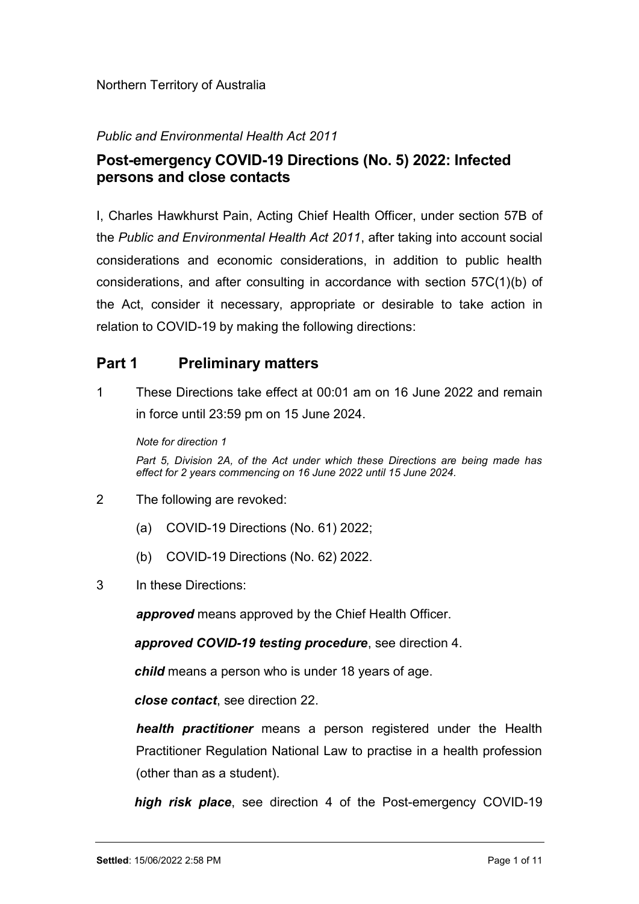Northern Territory of Australia

*Public and Environmental Health Act 2011*

## Post-emergency COVID-19 Directions (No. 5) 2022: Infected persons and close contacts

I, Charles Hawkhurst Pain, Acting Chief Health Officer, under section 57B of the *Public and Environmental Health Act 2011*, after taking into account social considerations and economic considerations, in addition to public health considerations, and after consulting in accordance with section 57C(1)(b) of the Act, consider it necessary, appropriate or desirable to take action in relation to COVID-19 by making the following directions:

## Part 1 Preliminary matters

1 These Directions take effect at 00:01 am on 16 June 2022 and remain in force until 23:59 pm on 15 June 2024.

*Note for direction 1*

*Part 5, Division 2A, of the Act under which these Directions are being made has effect for 2 years commencing on 16 June 2022 until 15 June 2024.*

2 The following are revoked:

(a) COVID-19 Directions (No. 61) 2022;

(b) COVID-19 Directions (No. 62) 2022.

3 In these Directions:

***approved*** means approved by the Chief Health Officer.

***approved COVID-19 testing procedure***, see direction 4.

***child*** means a person who is under 18 years of age.

***close contact***, see direction 22.

***health practitioner*** means a person registered under the Health Practitioner Regulation National Law to practise in a health profession (other than as a student).

***high risk place***, see direction 4 of the Post-emergency COVID-19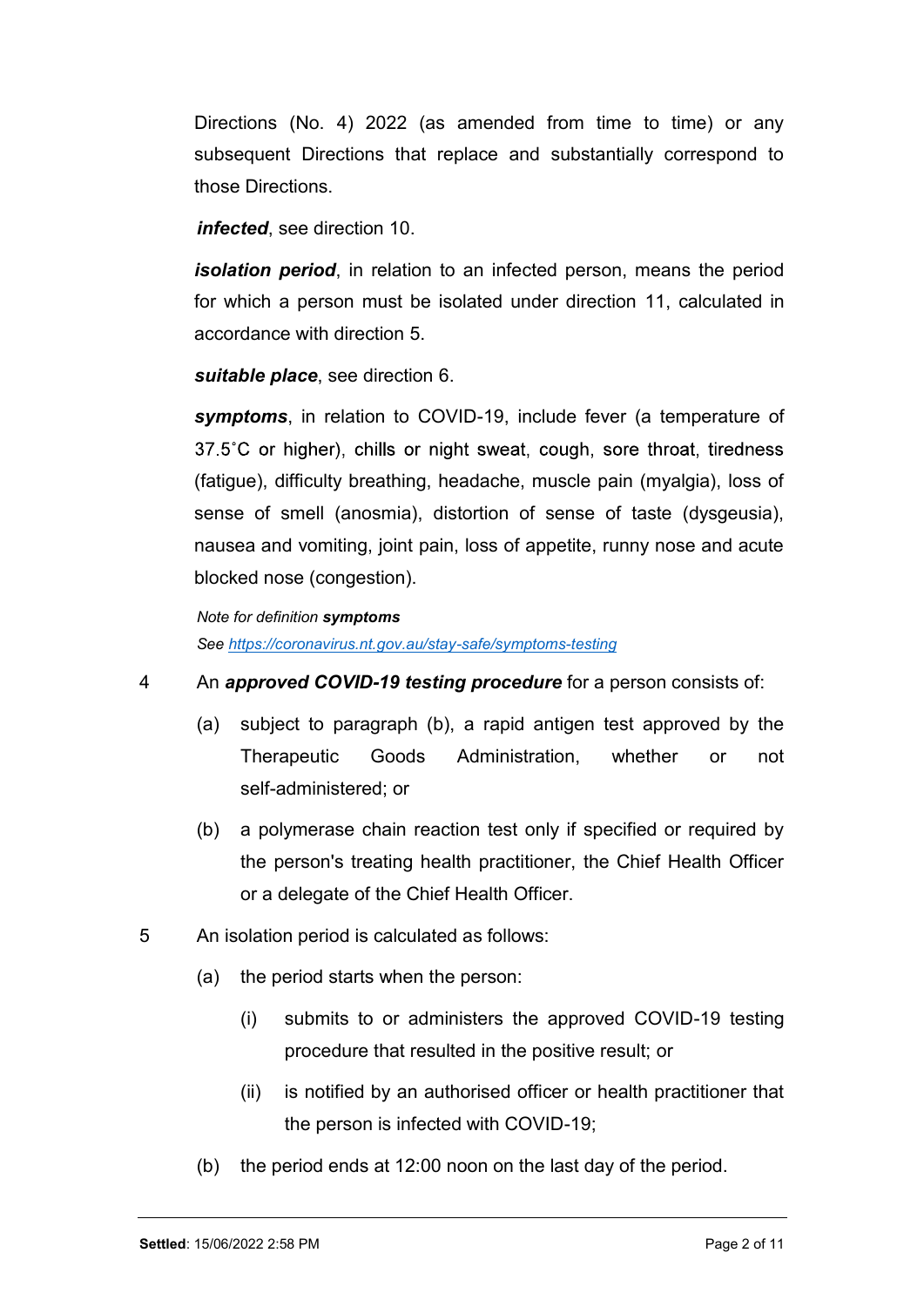Directions (No. 4) 2022 (as amended from time to time) or any subsequent Directions that replace and substantially correspond to those Directions.

***infected***, see direction 10.

***isolation period***, in relation to an infected person, means the period for which a person must be isolated under direction 11, calculated in accordance with direction 5.

***suitable place***, see direction 6.

***symptoms***, in relation to COVID-19, include fever (a temperature of 37.5˚C or higher), chills or night sweat, cough, sore throat, tiredness (fatigue), difficulty breathing, headache, muscle pain (myalgia), loss of sense of smell (anosmia), distortion of sense of taste (dysgeusia), nausea and vomiting, joint pain, loss of appetite, runny nose and acute blocked nose (congestion).

*Note for definition **symptoms***

*See [https://coronavirus.nt.gov.au/stay-safe/symptoms-testing](https://coronavirus.nt.gov.au/stay-safe/symptoms-testing)*

4 An ***approved COVID-19 testing procedure*** for a person consists of:

(a) subject to paragraph (b), a rapid antigen test approved by the Therapeutic Goods Administration, whether or not self-administered; or

(b) a polymerase chain reaction test only if specified or required by the person's treating health practitioner, the Chief Health Officer or a delegate of the Chief Health Officer.

5 An isolation period is calculated as follows:

(a) the period starts when the person:

(i) submits to or administers the approved COVID-19 testing procedure that resulted in the positive result; or

(ii) is notified by an authorised officer or health practitioner that the person is infected with COVID-19;

(b) the period ends at 12:00 noon on the last day of the period.

**Settled**: 15/06/2022 2:58 PM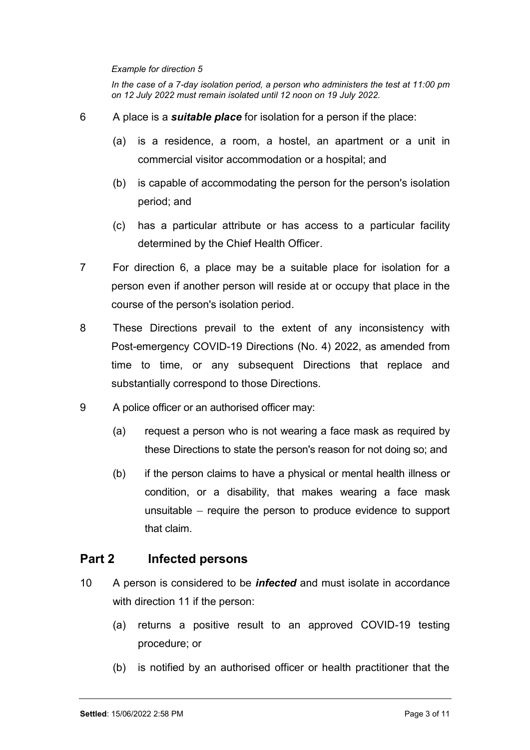*Example for direction 5*

*In the case of a 7-day isolation period, a person who administers the test at 11:00 pm on 12 July 2022 must remain isolated until 12 noon on 19 July 2022.*

6 A place is a ***suitable place*** for isolation for a person if the place:

(a) is a residence, a room, a hostel, an apartment or a unit in commercial visitor accommodation or a hospital; and

(b) is capable of accommodating the person for the person's isolation period; and

(c) has a particular attribute or has access to a particular facility determined by the Chief Health Officer.

7 For direction 6, a place may be a suitable place for isolation for a person even if another person will reside at or occupy that place in the course of the person's isolation period.

8 These Directions prevail to the extent of any inconsistency with Post-emergency COVID-19 Directions (No. 4) 2022, as amended from time to time, or any subsequent Directions that replace and substantially correspond to those Directions.

9 A police officer or an authorised officer may:

(a) request a person who is not wearing a face mask as required by these Directions to state the person's reason for not doing so; and

(b) if the person claims to have a physical or mental health illness or condition, or a disability, that makes wearing a face mask unsuitable – require the person to produce evidence to support that claim.

## Part 2 Infected persons

10 A person is considered to be ***infected*** and must isolate in accordance with direction 11 if the person:

(a) returns a positive result to an approved COVID-19 testing procedure; or

(b) is notified by an authorised officer or health practitioner that the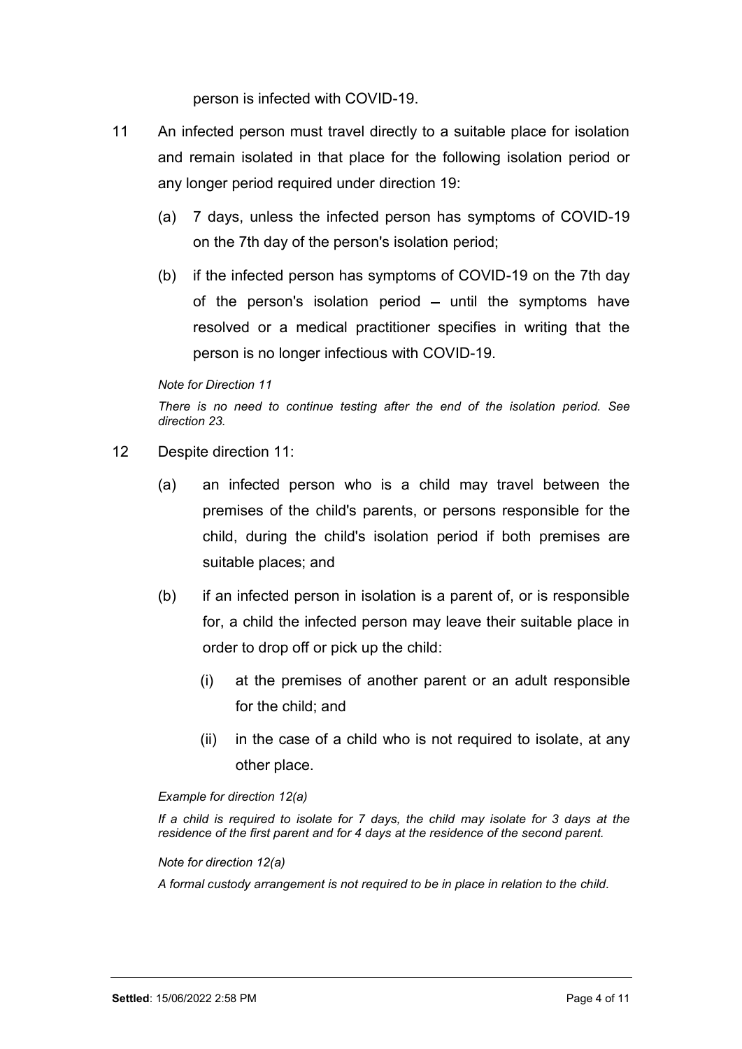person is infected with COVID-19.

11 An infected person must travel directly to a suitable place for isolation and remain isolated in that place for the following isolation period or any longer period required under direction 19:

   (a) 7 days, unless the infected person has symptoms of COVID-19 on the 7th day of the person's isolation period;

   (b) if the infected person has symptoms of COVID-19 on the 7th day of the person's isolation period – until the symptoms have resolved or a medical practitioner specifies in writing that the person is no longer infectious with COVID-19.

*Note for Direction 11*

*There is no need to continue testing after the end of the isolation period. See direction 23.*

12 Despite direction 11:

   (a) an infected person who is a child may travel between the premises of the child's parents, or persons responsible for the child, during the child's isolation period if both premises are suitable places; and

   (b) if an infected person in isolation is a parent of, or is responsible for, a child the infected person may leave their suitable place in order to drop off or pick up the child:

      (i) at the premises of another parent or an adult responsible for the child; and

      (ii) in the case of a child who is not required to isolate, at any other place.

*Example for direction 12(a)*

*If a child is required to isolate for 7 days, the child may isolate for 3 days at the residence of the first parent and for 4 days at the residence of the second parent.*

*Note for direction 12(a)*

*A formal custody arrangement is not required to be in place in relation to the child.*

**Settled**: 15/06/2022 2:58 PM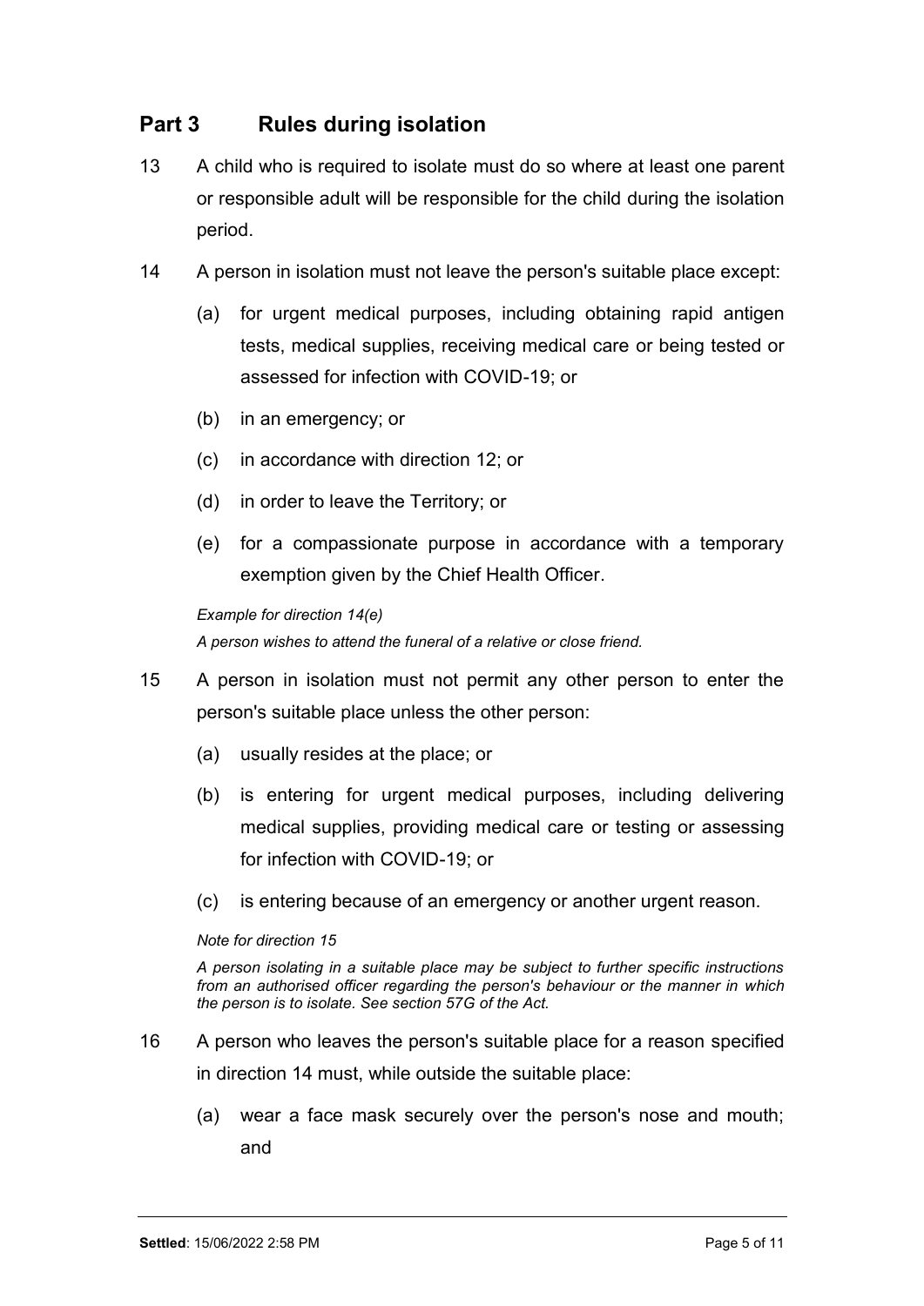## Part 3 Rules during isolation

13 A child who is required to isolate must do so where at least one parent or responsible adult will be responsible for the child during the isolation period.

14 A person in isolation must not leave the person's suitable place except:

(a) for urgent medical purposes, including obtaining rapid antigen tests, medical supplies, receiving medical care or being tested or assessed for infection with COVID-19; or

(b) in an emergency; or

(c) in accordance with direction 12; or

(d) in order to leave the Territory; or

(e) for a compassionate purpose in accordance with a temporary exemption given by the Chief Health Officer.

*Example for direction 14(e)*

*A person wishes to attend the funeral of a relative or close friend.*

15 A person in isolation must not permit any other person to enter the person's suitable place unless the other person:

(a) usually resides at the place; or

(b) is entering for urgent medical purposes, including delivering medical supplies, providing medical care or testing or assessing for infection with COVID-19; or

(c) is entering because of an emergency or another urgent reason.

*Note for direction 15*

*A person isolating in a suitable place may be subject to further specific instructions from an authorised officer regarding the person's behaviour or the manner in which the person is to isolate. See section 57G of the Act.*

16 A person who leaves the person's suitable place for a reason specified in direction 14 must, while outside the suitable place:

(a) wear a face mask securely over the person's nose and mouth; and

**Settled**: 15/06/2022 2:58 PM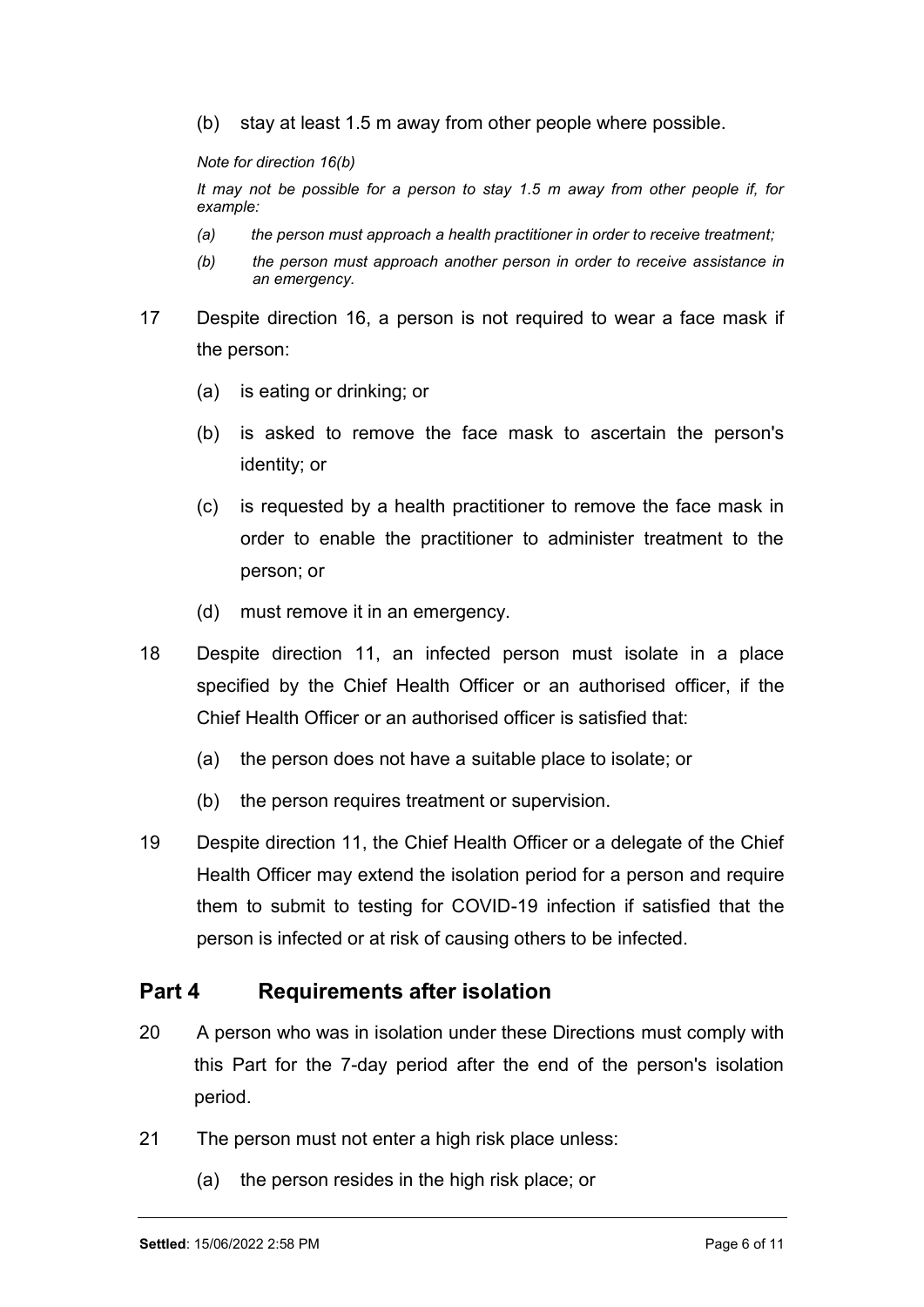(b) stay at least 1.5 m away from other people where possible.

*Note for direction 16(b)*

*It may not be possible for a person to stay 1.5 m away from other people if, for example:*

*(a) the person must approach a health practitioner in order to receive treatment;*

*(b) the person must approach another person in order to receive assistance in an emergency.*

17 Despite direction 16, a person is not required to wear a face mask if the person:

(a) is eating or drinking; or

(b) is asked to remove the face mask to ascertain the person's identity; or

(c) is requested by a health practitioner to remove the face mask in order to enable the practitioner to administer treatment to the person; or

(d) must remove it in an emergency.

18 Despite direction 11, an infected person must isolate in a place specified by the Chief Health Officer or an authorised officer, if the Chief Health Officer or an authorised officer is satisfied that:

(a) the person does not have a suitable place to isolate; or

(b) the person requires treatment or supervision.

19 Despite direction 11, the Chief Health Officer or a delegate of the Chief Health Officer may extend the isolation period for a person and require them to submit to testing for COVID-19 infection if satisfied that the person is infected or at risk of causing others to be infected.

## Part 4 Requirements after isolation

20 A person who was in isolation under these Directions must comply with this Part for the 7-day period after the end of the person's isolation period.

21 The person must not enter a high risk place unless:

(a) the person resides in the high risk place; or

**Settled**: 15/06/2022 2:58 PM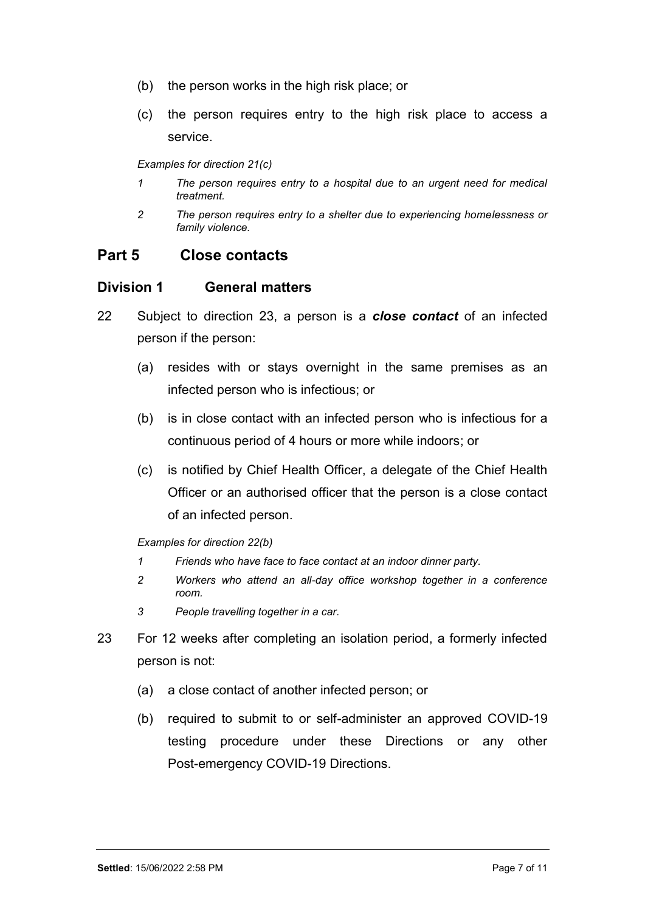(b) the person works in the high risk place; or

(c) the person requires entry to the high risk place to access a service.

*Examples for direction 21(c)*

*1 The person requires entry to a hospital due to an urgent need for medical treatment.*

*2 The person requires entry to a shelter due to experiencing homelessness or family violence.*

## Part 5 Close contacts

### Division 1 General matters

22 Subject to direction 23, a person is a ***close contact*** of an infected person if the person:

(a) resides with or stays overnight in the same premises as an infected person who is infectious; or

(b) is in close contact with an infected person who is infectious for a continuous period of 4 hours or more while indoors; or

(c) is notified by Chief Health Officer, a delegate of the Chief Health Officer or an authorised officer that the person is a close contact of an infected person.

*Examples for direction 22(b)*

*1 Friends who have face to face contact at an indoor dinner party.*

*2 Workers who attend an all-day office workshop together in a conference room.*

*3 People travelling together in a car.*

23 For 12 weeks after completing an isolation period, a formerly infected person is not:

(a) a close contact of another infected person; or

(b) required to submit to or self-administer an approved COVID-19 testing procedure under these Directions or any other Post-emergency COVID-19 Directions.

**Settled**: 15/06/2022 2:58 PM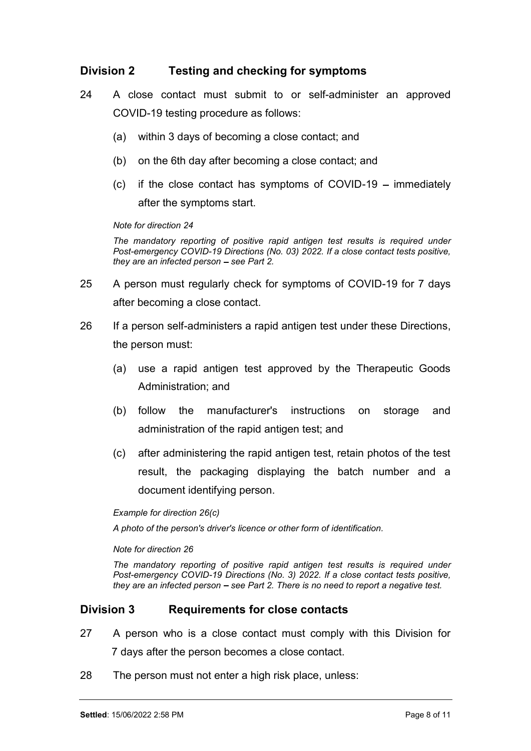## Division 2 Testing and checking for symptoms

24 A close contact must submit to or self-administer an approved COVID-19 testing procedure as follows:

(a) within 3 days of becoming a close contact; and

(b) on the 6th day after becoming a close contact; and

(c) if the close contact has symptoms of COVID-19 – immediately after the symptoms start.

*Note for direction 24*

*The mandatory reporting of positive rapid antigen test results is required under Post-emergency COVID-19 Directions (No. 03) 2022. If a close contact tests positive, they are an infected person – see Part 2.*

25 A person must regularly check for symptoms of COVID-19 for 7 days after becoming a close contact.

26 If a person self-administers a rapid antigen test under these Directions, the person must:

(a) use a rapid antigen test approved by the Therapeutic Goods Administration; and

(b) follow the manufacturer's instructions on storage and administration of the rapid antigen test; and

(c) after administering the rapid antigen test, retain photos of the test result, the packaging displaying the batch number and a document identifying person.

*Example for direction 26(c)*

*A photo of the person's driver's licence or other form of identification.*

*Note for direction 26*

*The mandatory reporting of positive rapid antigen test results is required under Post-emergency COVID-19 Directions (No. 3) 2022. If a close contact tests positive, they are an infected person – see Part 2. There is no need to report a negative test.*

## Division 3 Requirements for close contacts

27 A person who is a close contact must comply with this Division for 7 days after the person becomes a close contact.

28 The person must not enter a high risk place, unless:

**Settled**: 15/06/2022 2:58 PM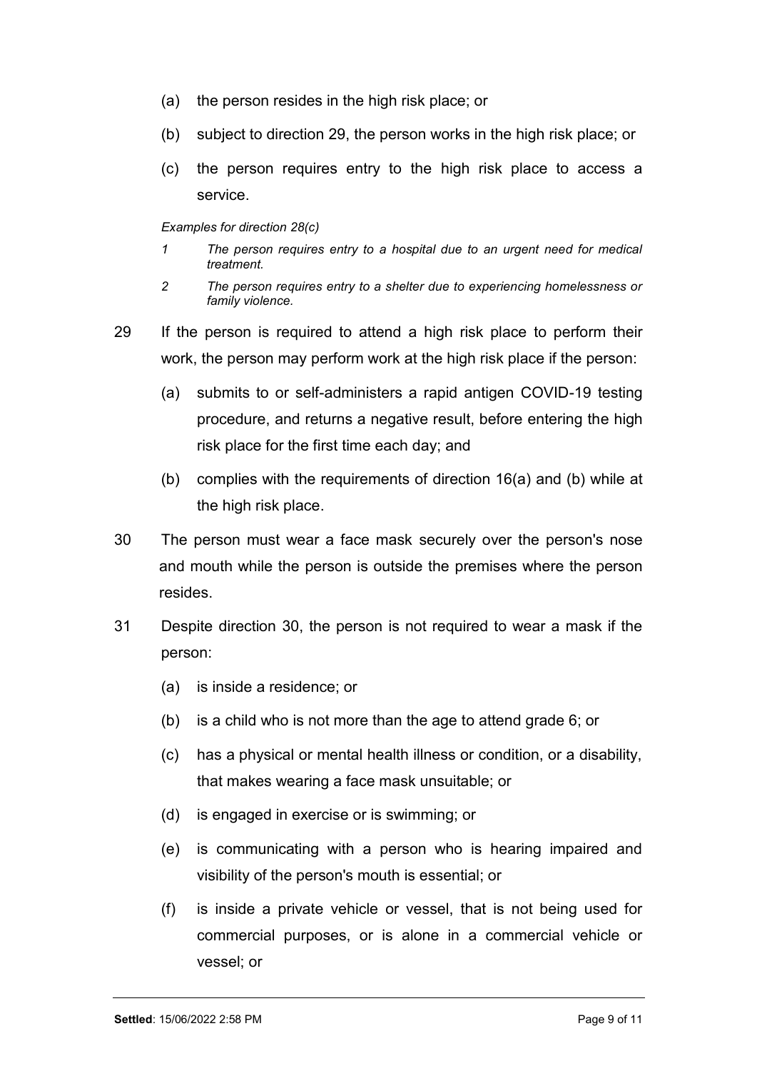(a) the person resides in the high risk place; or

(b) subject to direction 29, the person works in the high risk place; or

(c) the person requires entry to the high risk place to access a service.

*Examples for direction 28(c)*

*1 The person requires entry to a hospital due to an urgent need for medical treatment.*

*2 The person requires entry to a shelter due to experiencing homelessness or family violence.*

29 If the person is required to attend a high risk place to perform their work, the person may perform work at the high risk place if the person:

(a) submits to or self-administers a rapid antigen COVID-19 testing procedure, and returns a negative result, before entering the high risk place for the first time each day; and

(b) complies with the requirements of direction 16(a) and (b) while at the high risk place.

30 The person must wear a face mask securely over the person's nose and mouth while the person is outside the premises where the person resides.

31 Despite direction 30, the person is not required to wear a mask if the person:

(a) is inside a residence; or

(b) is a child who is not more than the age to attend grade 6; or

(c) has a physical or mental health illness or condition, or a disability, that makes wearing a face mask unsuitable; or

(d) is engaged in exercise or is swimming; or

(e) is communicating with a person who is hearing impaired and visibility of the person's mouth is essential; or

(f) is inside a private vehicle or vessel, that is not being used for commercial purposes, or is alone in a commercial vehicle or vessel; or

**Settled**: 15/06/2022 2:58 PM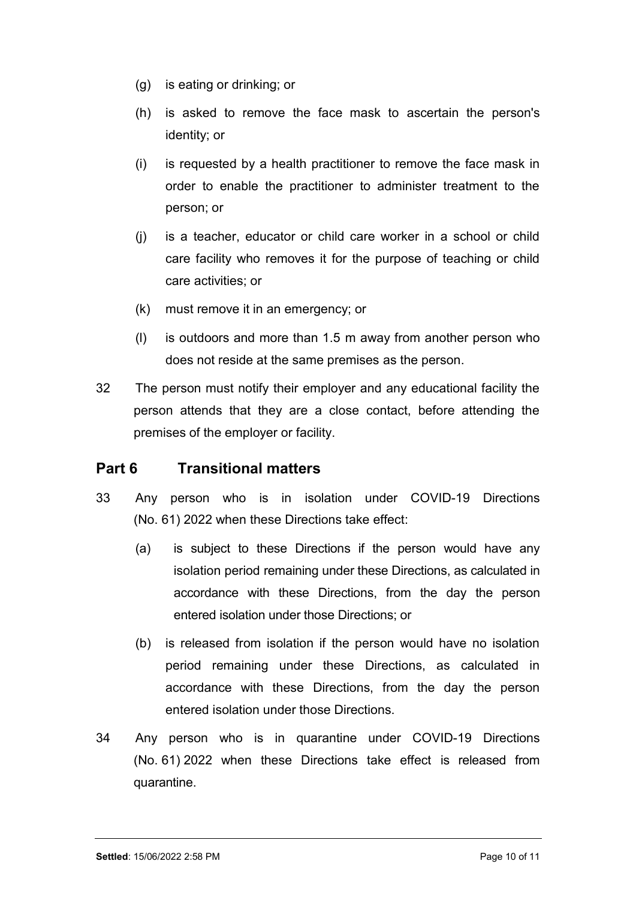(g) is eating or drinking; or

(h) is asked to remove the face mask to ascertain the person's identity; or

(i) is requested by a health practitioner to remove the face mask in order to enable the practitioner to administer treatment to the person; or

(j) is a teacher, educator or child care worker in a school or child care facility who removes it for the purpose of teaching or child care activities; or

(k) must remove it in an emergency; or

(l) is outdoors and more than 1.5 m away from another person who does not reside at the same premises as the person.

32 The person must notify their employer and any educational facility the person attends that they are a close contact, before attending the premises of the employer or facility.

## Part 6 Transitional matters

33 Any person who is in isolation under COVID-19 Directions (No. 61) 2022 when these Directions take effect:

(a) is subject to these Directions if the person would have any isolation period remaining under these Directions, as calculated in accordance with these Directions, from the day the person entered isolation under those Directions; or

(b) is released from isolation if the person would have no isolation period remaining under these Directions, as calculated in accordance with these Directions, from the day the person entered isolation under those Directions.

34 Any person who is in quarantine under COVID-19 Directions (No. 61) 2022 when these Directions take effect is released from quarantine.

**Settled**: 15/06/2022 2:58 PM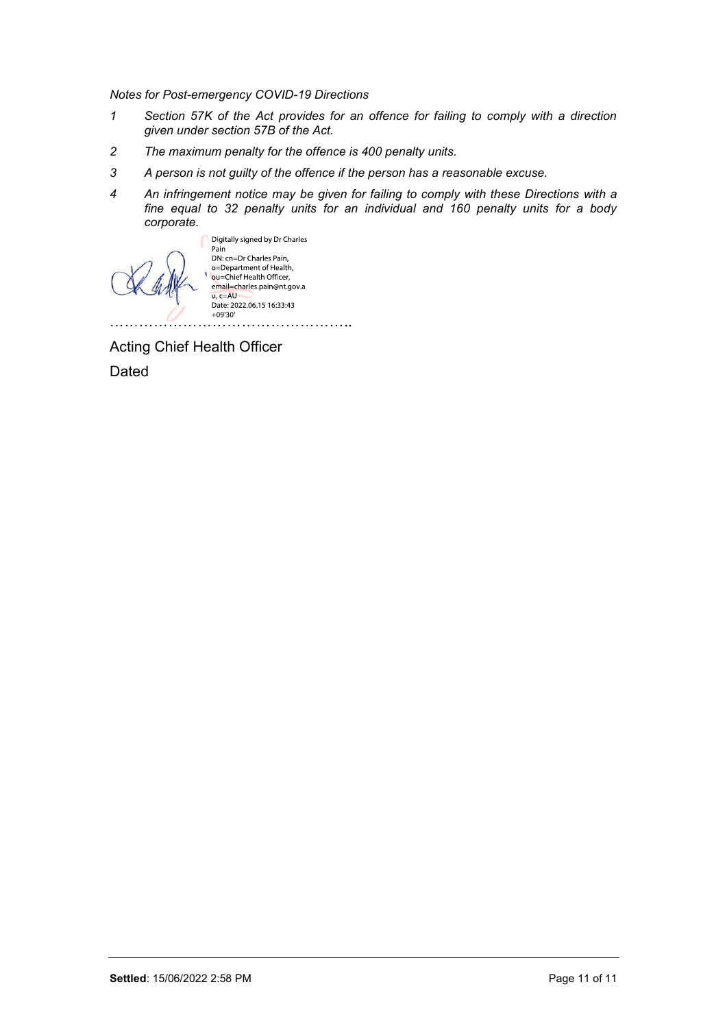*Notes for Post-emergency COVID-19 Directions*

1. *Section 57K of the Act provides for an offence for failing to comply with a direction given under section 57B of the Act.*
2. *The maximum penalty for the offence is 400 penalty units.*
3. *A person is not guilty of the offence if the person has a reasonable excuse.*
4. *An infringement notice may be given for failing to comply with these Directions with a fine equal to 32 penalty units for an individual and 160 penalty units for a body corporate.*

Digitally signed by Dr Charles Pain
DN: cn=Dr Charles Pain, o=Department of Health, ou=Chief Health Officer, email=charles.pain@nt.gov.au, c=AU
Date: 2022.06.15 16:33:43 +09'30'

……………………………………………..

Acting Chief Health Officer

Dated

**Settled**: 15/06/2022 2:58 PM